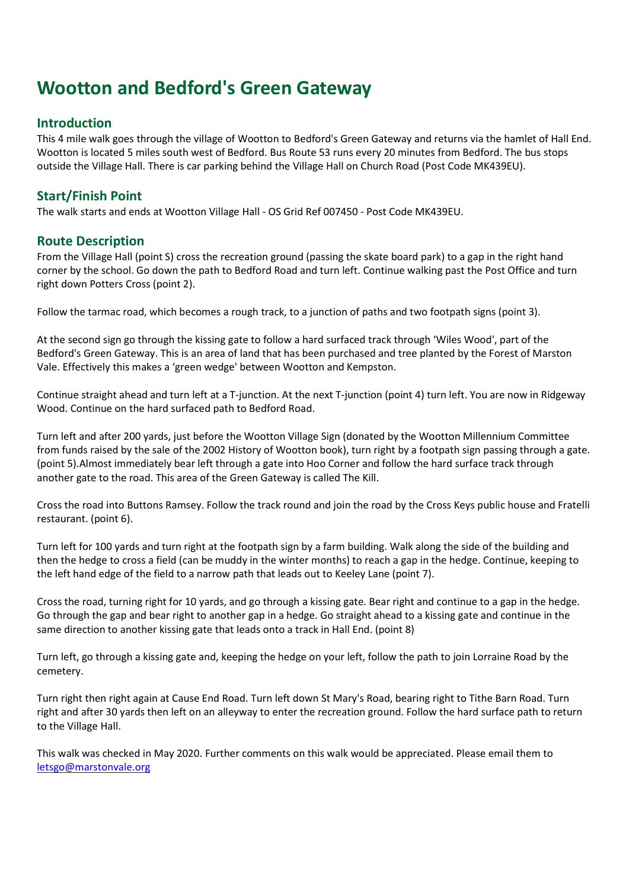# Wootton and Bedford's Green Gateway

## Introduction

This 4 mile walk goes through the village of Wootton to Bedford's Green Gateway and returns via the hamlet of Hall End. Wootton is located 5 miles south west of Bedford. Bus Route 53 runs every 20 minutes from Bedford. The bus stops outside the Village Hall. There is car parking behind the Village Hall on Church Road (Post Code MK439EU).

## Start/Finish Point

The walk starts and ends at Wootton Village Hall - OS Grid Ref 007450 - Post Code MK439EU.

## Route Description

From the Village Hall (point S) cross the recreation ground (passing the skate board park) to a gap in the right hand corner by the school. Go down the path to Bedford Road and turn left. Continue walking past the Post Office and turn right down Potters Cross (point 2).

Follow the tarmac road, which becomes a rough track, to a junction of paths and two footpath signs (point 3).

At the second sign go through the kissing gate to follow a hard surfaced track through 'Wiles Wood', part of the Bedford's Green Gateway. This is an area of land that has been purchased and tree planted by the Forest of Marston Vale. Effectively this makes a 'green wedge' between Wootton and Kempston.

Continue straight ahead and turn left at a T-junction. At the next T-junction (point 4) turn left. You are now in Ridgeway Wood. Continue on the hard surfaced path to Bedford Road.

Turn left and after 200 yards, just before the Wootton Village Sign (donated by the Wootton Millennium Committee from funds raised by the sale of the 2002 History of Wootton book), turn right by a footpath sign passing through a gate. (point 5).Almost immediately bear left through a gate into Hoo Corner and follow the hard surface track through another gate to the road. This area of the Green Gateway is called The Kill.

Cross the road into Buttons Ramsey. Follow the track round and join the road by the Cross Keys public house and Fratelli restaurant. (point 6).

Turn left for 100 yards and turn right at the footpath sign by a farm building. Walk along the side of the building and then the hedge to cross a field (can be muddy in the winter months) to reach a gap in the hedge. Continue, keeping to the left hand edge of the field to a narrow path that leads out to Keeley Lane (point 7).

Cross the road, turning right for 10 yards, and go through a kissing gate. Bear right and continue to a gap in the hedge. Go through the gap and bear right to another gap in a hedge. Go straight ahead to a kissing gate and continue in the same direction to another kissing gate that leads onto a track in Hall End. (point 8)

Turn left, go through a kissing gate and, keeping the hedge on your left, follow the path to join Lorraine Road by the cemetery.

Turn right then right again at Cause End Road. Turn left down St Mary's Road, bearing right to Tithe Barn Road. Turn right and after 30 yards then left on an alleyway to enter the recreation ground. Follow the hard surface path to return to the Village Hall.

This walk was checked in May 2020. Further comments on this walk would be appreciated. Please email them to [letsgo@marstonvale.org](mailto:letsgo@marstonvale.org)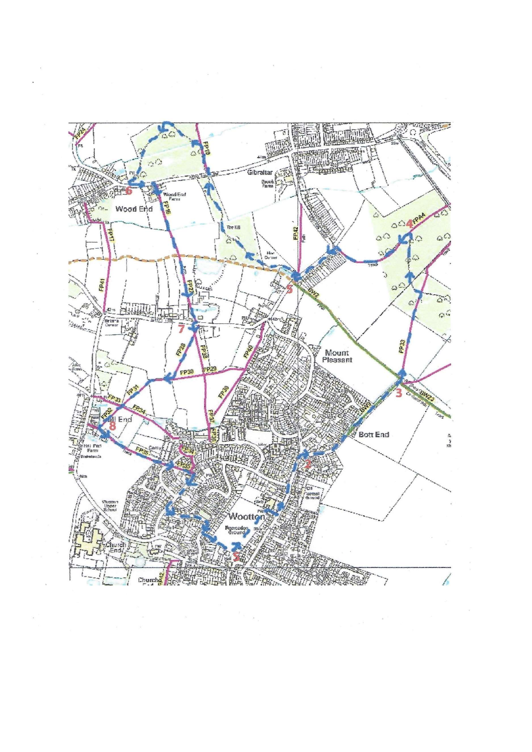Gibraltar

Bunch Farm

Wood End

Wood End Farm

6

FP24

FP19

FP16

FP17

FP41

FP21

FP42

FPA4

4

5

BW2

7

FP28

FP38

FP40

FP30

FP29

FP39

Mount Pleasant

FP33

3

BW23

BW3

Bott End

2

FP31

FP33

FP34

FP32

Hall End

8

FP37

FP36

FP35

Hall Farm

Wootton Upper School

Wootton

Recreation Ground

Church End

Church End

S